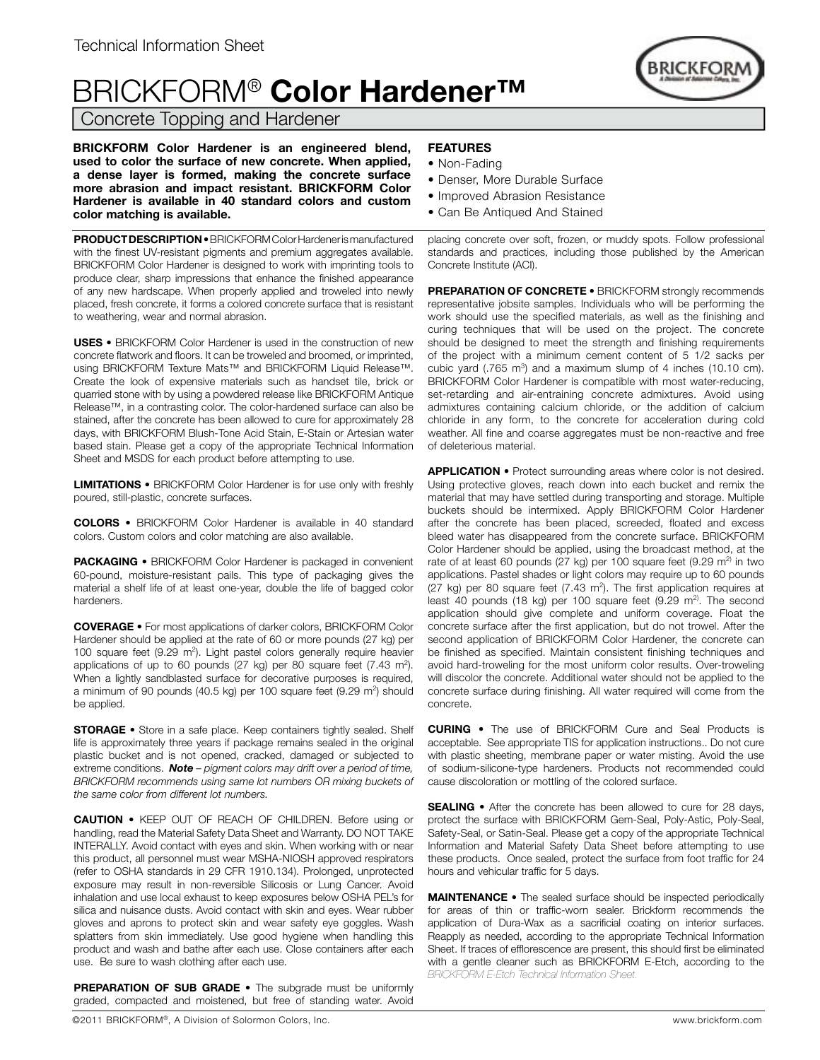Technical Information Sheet

# BRICKFORM® **Color Hardener™**

## Concrete Topping and Hardener

**BRICKFORM Color Hardener is an engineered blend, used to color the surface of new concrete. When applied, a dense layer is formed, making the concrete surface more abrasion and impact resistant. BRICKFORM Color Hardener is available in 40 standard colors and custom color matching is available.**

**FEATURES**

- Non-Fading
- Denser, More Durable Surface
- Improved Abrasion Resistance
- Can Be Antiqued And Stained

**PRODUCT DESCRIPTION •** BRICKFORM Color Hardener is manufactured with the finest UV-resistant pigments and premium aggregates available. BRICKFORM Color Hardener is designed to work with imprinting tools to produce clear, sharp impressions that enhance the finished appearance of any new hardscape. When properly applied and troweled into newly placed, fresh concrete, it forms a colored concrete surface that is resistant to weathering, wear and normal abrasion.

**USES •** BRICKFORM Color Hardener is used in the construction of new concrete flatwork and floors. It can be troweled and broomed, or imprinted, using BRICKFORM Texture Mats™ and BRICKFORM Liquid Release™. Create the look of expensive materials such as handset tile, brick or quarried stone with by using a powdered release like BRICKFORM Antique Release™, in a contrasting color. The color-hardened surface can also be stained, after the concrete has been allowed to cure for approximately 28 days, with BRICKFORM Blush-Tone Acid Stain, E-Stain or Artesian water based stain. Please get a copy of the appropriate Technical Information Sheet and MSDS for each product before attempting to use.

**LIMITATIONS •** BRICKFORM Color Hardener is for use only with freshly poured, still-plastic, concrete surfaces.

**COLORS •** BRICKFORM Color Hardener is available in 40 standard colors. Custom colors and color matching are also available.

**PACKAGING •** BRICKFORM Color Hardener is packaged in convenient 60-pound, moisture-resistant pails. This type of packaging gives the material a shelf life of at least one-year, double the life of bagged color hardeners.

**COVERAGE •** For most applications of darker colors, BRICKFORM Color Hardener should be applied at the rate of 60 or more pounds (27 kg) per 100 square feet (9.29 $m^2$). Light pastel colors generally require heavier applications of up to 60 pounds (27 kg) per 80 square feet (7.43 $m^2$). When a lightly sandblasted surface for decorative purposes is required, a minimum of 90 pounds (40.5 kg) per 100 square feet (9.29 $m^2$) should be applied.

**STORAGE •** Store in a safe place. Keep containers tightly sealed. Shelf life is approximately three years if package remains sealed in the original plastic bucket and is not opened, cracked, damaged or subjected to extreme conditions. ***Note** – pigment colors may drift over a period of time, BRICKFORM recommends using same lot numbers OR mixing buckets of the same color from different lot numbers.*

**CAUTION •** KEEP OUT OF REACH OF CHILDREN. Before using or handling, read the Material Safety Data Sheet and Warranty. DO NOT TAKE INTERALLY. Avoid contact with eyes and skin. When working with or near this product, all personnel must wear MSHA-NIOSH approved respirators (refer to OSHA standards in 29 CFR 1910.134). Prolonged, unprotected exposure may result in non-reversible Silicosis or Lung Cancer. Avoid inhalation and use local exhaust to keep exposures below OSHA PEL's for silica and nuisance dusts. Avoid contact with skin and eyes. Wear rubber gloves and aprons to protect skin and wear safety eye goggles. Wash splatters from skin immediately. Use good hygiene when handling this product and wash and bathe after each use. Close containers after each use. Be sure to wash clothing after each use.

**PREPARATION OF SUB GRADE •** The subgrade must be uniformly graded, compacted and moistened, but free of standing water. Avoid placing concrete over soft, frozen, or muddy spots. Follow professional standards and practices, including those published by the American Concrete Institute (ACI).

**PREPARATION OF CONCRETE •** BRICKFORM strongly recommends representative jobsite samples. Individuals who will be performing the work should use the specified materials, as well as the finishing and curing techniques that will be used on the project. The concrete should be designed to meet the strength and finishing requirements of the project with a minimum cement content of 5 1/2 sacks per cubic yard (.765 $m^3$) and a maximum slump of 4 inches (10.10 cm). BRICKFORM Color Hardener is compatible with most water-reducing, set-retarding and air-entraining concrete admixtures. Avoid using admixtures containing calcium chloride, or the addition of calcium chloride in any form, to the concrete for acceleration during cold weather. All fine and coarse aggregates must be non-reactive and free of deleterious material.

**APPLICATION •** Protect surrounding areas where color is not desired. Using protective gloves, reach down into each bucket and remix the material that may have settled during transporting and storage. Multiple buckets should be intermixed. Apply BRICKFORM Color Hardener after the concrete has been placed, screeded, floated and excess bleed water has disappeared from the concrete surface. BRICKFORM Color Hardener should be applied, using the broadcast method, at the rate of at least 60 pounds (27 kg) per 100 square feet (9.29 $m^2$) in two applications. Pastel shades or light colors may require up to 60 pounds (27 kg) per 80 square feet (7.43 $m^2$). The first application requires at least 40 pounds (18 kg) per 100 square feet (9.29 $m^2$). The second application should give complete and uniform coverage. Float the concrete surface after the first application, but do not trowel. After the second application of BRICKFORM Color Hardener, the concrete can be finished as specified. Maintain consistent finishing techniques and avoid hard-troweling for the most uniform color results. Over-troweling will discolor the concrete. Additional water should not be applied to the concrete surface during finishing. All water required will come from the concrete.

**CURING •** The use of BRICKFORM Cure and Seal Products is acceptable. See appropriate TIS for application instructions.. Do not cure with plastic sheeting, membrane paper or water misting. Avoid the use of sodium-silicone-type hardeners. Products not recommended could cause discoloration or mottling of the colored surface.

**SEALING •** After the concrete has been allowed to cure for 28 days, protect the surface with BRICKFORM Gem-Seal, Poly-Astic, Poly-Seal, Safety-Seal, or Satin-Seal. Please get a copy of the appropriate Technical Information and Material Safety Data Sheet before attempting to use these products. Once sealed, protect the surface from foot traffic for 24 hours and vehicular traffic for 5 days.

**MAINTENANCE •** The sealed surface should be inspected periodically for areas of thin or traffic-worn sealer. Brickform recommends the application of Dura-Wax as a sacrificial coating on interior surfaces. Reapply as needed, according to the appropriate Technical Information Sheet. If traces of efflorescence are present, this should first be eliminated with a gentle cleaner such as BRICKFORM E-Etch, according to the *BRICKFORM E-Etch Technical Information Sheet.*

©2011 BRICKFORM®, A Division of Solormon Colors, Inc. www.brickform.com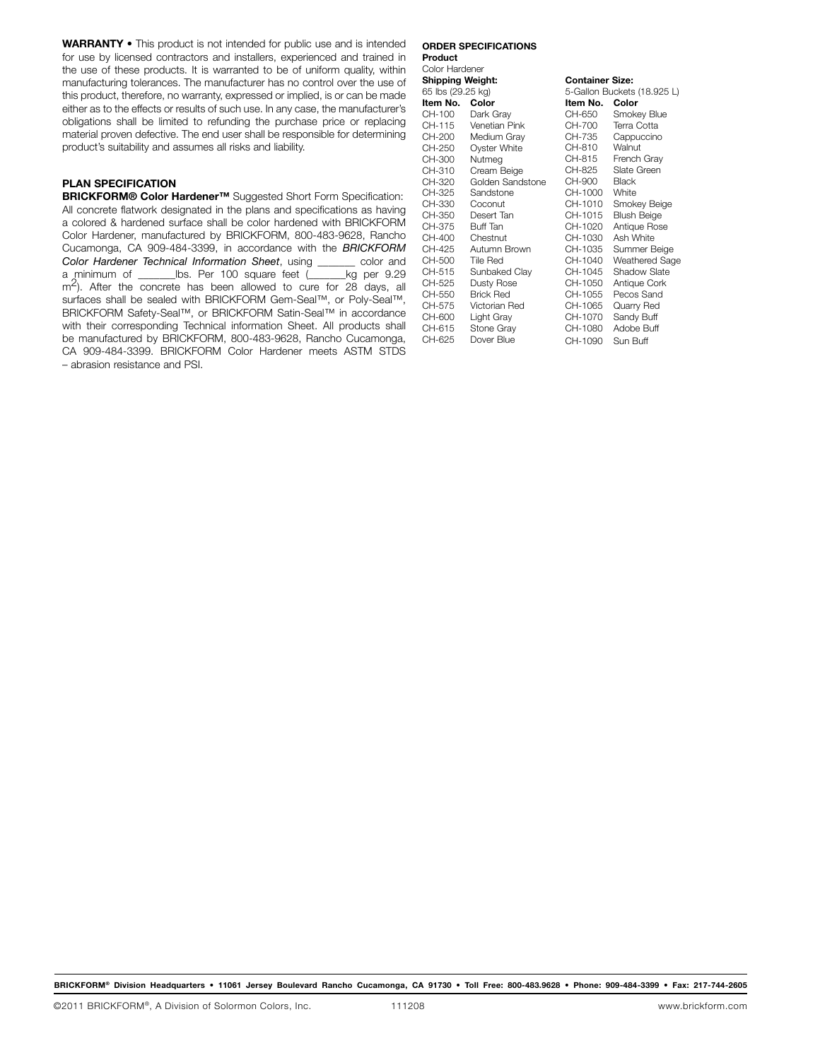**WARRANTY** • This product is not intended for public use and is intended for use by licensed contractors and installers, experienced and trained in the use of these products. It is warranted to be of uniform quality, within manufacturing tolerances. The manufacturer has no control over the use of this product, therefore, no warranty, expressed or implied, is or can be made either as to the effects or results of such use. In any case, the manufacturer's obligations shall be limited to refunding the purchase price or replacing material proven defective. The end user shall be responsible for determining product's suitability and assumes all risks and liability.

## PLAN SPECIFICATION

**BRICKFORM® Color Hardener™** Suggested Short Form Specification: All concrete flatwork designated in the plans and specifications as having a colored & hardened surface shall be color hardened with BRICKFORM Color Hardener, manufactured by BRICKFORM, 800-483-9628, Rancho Cucamonga, CA 909-484-3399, in accordance with the *BRICKFORM Color Hardener Technical Information Sheet*, using _______ color and a minimum of _______lbs. Per 100 square feet (_______kg per 9.29 $m^2$). After the concrete has been allowed to cure for 28 days, all surfaces shall be sealed with BRICKFORM Gem-Seal™, or Poly-Seal™, BRICKFORM Safety-Seal™, or BRICKFORM Satin-Seal™ in accordance with their corresponding Technical information Sheet. All products shall be manufactured by BRICKFORM, 800-483-9628, Rancho Cucamonga, CA 909-484-3399. BRICKFORM Color Hardener meets ASTM STDS – abrasion resistance and PSI.

## ORDER SPECIFICATIONS

**Product**
Color Hardener

**Shipping Weight:**
65 lbs (29.25 kg)

**Container Size:**
5-Gallon Buckets (18.925 L)

| Item No. | Color | Item No. | Color |
|---|---|---|---|
| CH-100 | Dark Gray | CH-650 | Smokey Blue |
| CH-115 | Venetian Pink | CH-700 | Terra Cotta |
| CH-200 | Medium Gray | CH-735 | Cappuccino |
| CH-250 | Oyster White | CH-810 | Walnut |
| CH-300 | Nutmeg | CH-815 | French Gray |
| CH-310 | Cream Beige | CH-825 | Slate Green |
| CH-320 | Golden Sandstone | CH-900 | Black |
| CH-325 | Sandstone | CH-1000 | White |
| CH-330 | Coconut | CH-1010 | Smokey Beige |
| CH-350 | Desert Tan | CH-1015 | Blush Beige |
| CH-375 | Buff Tan | CH-1020 | Antique Rose |
| CH-400 | Chestnut | CH-1030 | Ash White |
| CH-425 | Autumn Brown | CH-1035 | Summer Beige |
| CH-500 | Tile Red | CH-1040 | Weathered Sage |
| CH-515 | Sunbaked Clay | CH-1045 | Shadow Slate |
| CH-525 | Dusty Rose | CH-1050 | Antique Cork |
| CH-550 | Brick Red | CH-1055 | Pecos Sand |
| CH-575 | Victorian Red | CH-1065 | Quarry Red |
| CH-600 | Light Gray | CH-1070 | Sandy Buff |
| CH-615 | Stone Gray | CH-1080 | Adobe Buff |
| CH-625 | Dover Blue | CH-1090 | Sun Buff |

**BRICKFORM® Division Headquarters • 11061 Jersey Boulevard Rancho Cucamonga, CA 91730 • Toll Free: 800-483.9628 • Phone: 909-484-3399 • Fax: 217-744-2605**

©2011 BRICKFORM®, A Division of Solormon Colors, Inc. 111208 www.brickform.com